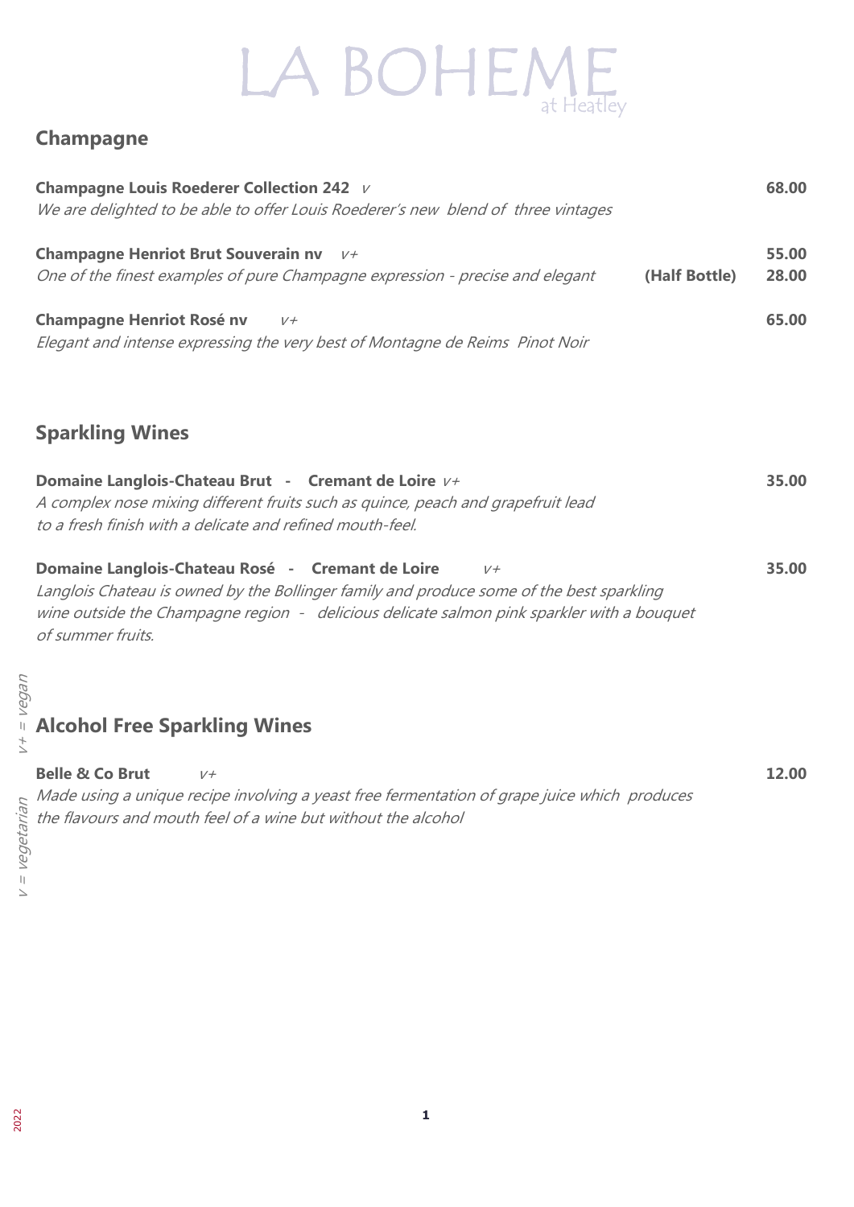# LA BOHEME
at Heatley

## Champagne

**Champagne Louis Roederer Collection 242** *v* — **68.00**
*We are delighted to be able to offer Louis Roederer's new blend of three vintages*

**Champagne Henriot Brut Souverain nv** *v+* — **55.00**
*One of the finest examples of pure Champagne expression - precise and elegant* **(Half Bottle)** **28.00**

**Champagne Henriot Rosé nv** *v+* — **65.00**
*Elegant and intense expressing the very best of Montagne de Reims Pinot Noir*

## Sparkling Wines

**Domaine Langlois-Chateau Brut - Cremant de Loire** *v+* — **35.00**
*A complex nose mixing different fruits such as quince, peach and grapefruit lead to a fresh finish with a delicate and refined mouth-feel.*

**Domaine Langlois-Chateau Rosé - Cremant de Loire** *v+* — **35.00**
*Langlois Chateau is owned by the Bollinger family and produce some of the best sparkling wine outside the Champagne region - delicious delicate salmon pink sparkler with a bouquet of summer fruits.*

## Alcohol Free Sparkling Wines

**Belle & Co Brut** *v+* — **12.00**
*Made using a unique recipe involving a yeast free fermentation of grape juice which produces the flavours and mouth feel of a wine but without the alcohol*

*v+ = vegan*
*v = vegetarian*

2022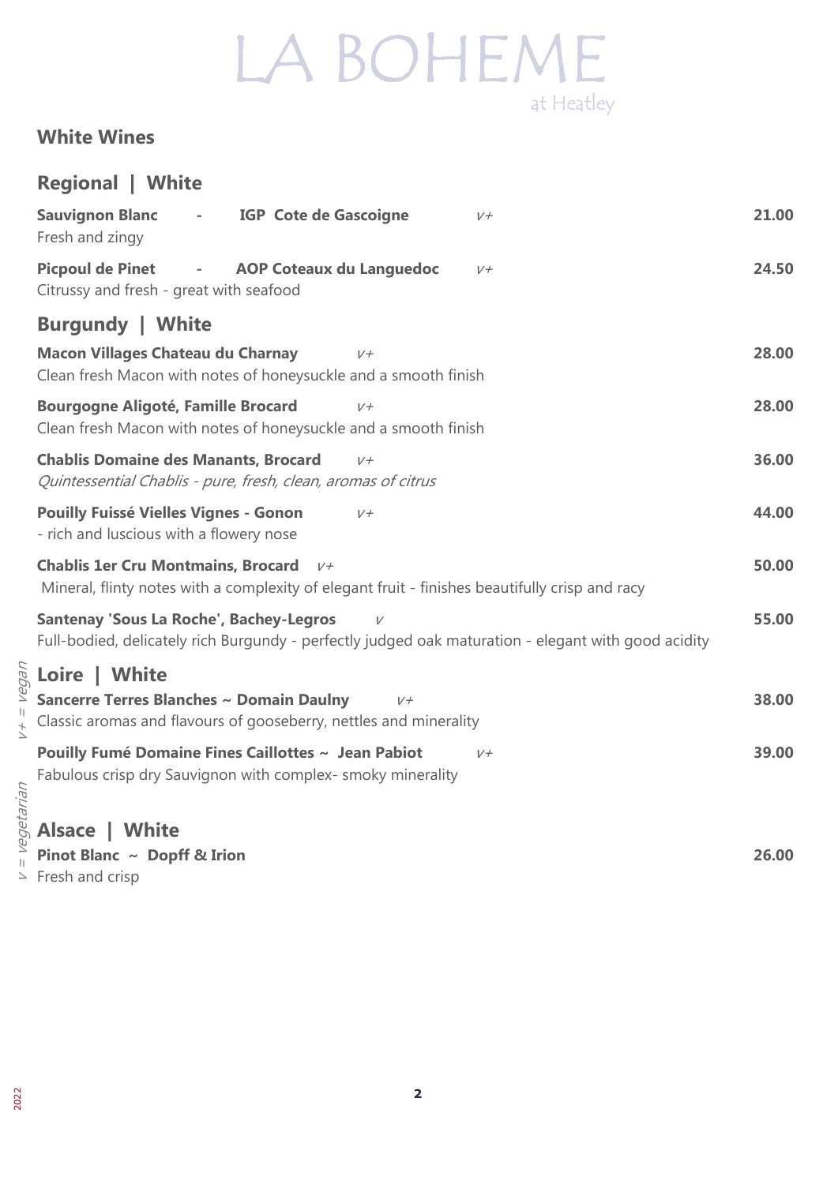# LA BOHEME

at Heatley

## White Wines

### Regional | White

**Sauvignon Blanc - IGP Cote de Gascoigne** *V+* **21.00**
Fresh and zingy

**Picpoul de Pinet - AOP Coteaux du Languedoc** *V+* **24.50**
Citrussy and fresh - great with seafood

### Burgundy | White

**Macon Villages Chateau du Charnay** *V+* **28.00**
Clean fresh Macon with notes of honeysuckle and a smooth finish

**Bourgogne Aligoté, Famille Brocard** *V+* **28.00**
Clean fresh Macon with notes of honeysuckle and a smooth finish

**Chablis Domaine des Manants, Brocard** *V+* **36.00**
*Quintessential Chablis - pure, fresh, clean, aromas of citrus*

**Pouilly Fuissé Vielles Vignes - Gonon** *V+* **44.00**
- rich and luscious with a flowery nose

**Chablis 1er Cru Montmains, Brocard** *V+* **50.00**
Mineral, flinty notes with a complexity of elegant fruit - finishes beautifully crisp and racy

**Santenay 'Sous La Roche', Bachey-Legros** *V* **55.00**
Full-bodied, delicately rich Burgundy - perfectly judged oak maturation - elegant with good acidity

### Loire | White

**Sancerre Terres Blanches ~ Domain Daulny** *V+* **38.00**
Classic aromas and flavours of gooseberry, nettles and minerality

**Pouilly Fumé Domaine Fines Caillottes ~ Jean Pabiot** *V+* **39.00**
Fabulous crisp dry Sauvignon with complex- smoky minerality

### Alsace | White

**Pinot Blanc ~ Dopff & Irion** **26.00**
Fresh and crisp

*V+ = vegan*
*V = vegetarian*

2022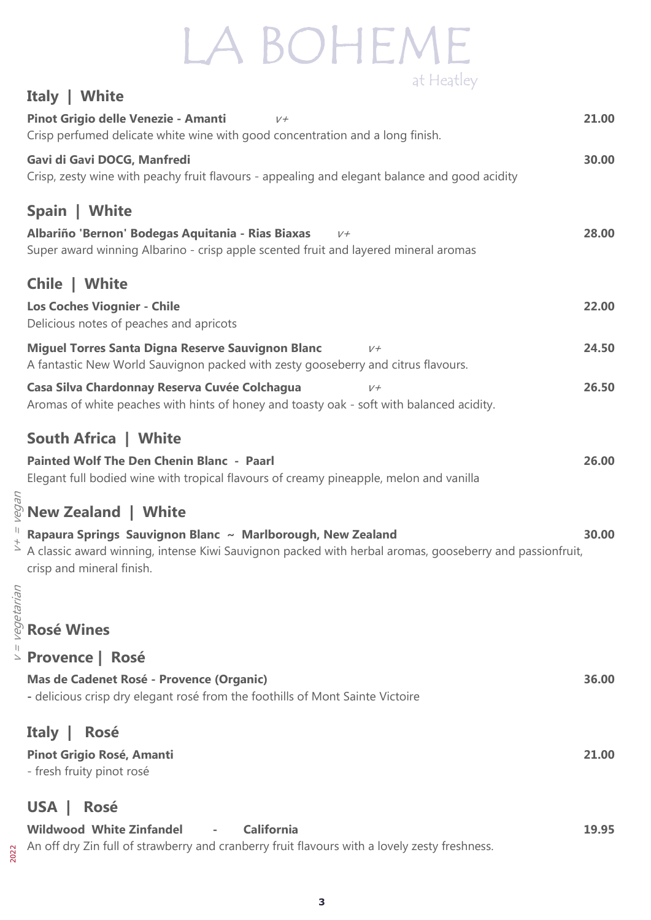# LA BOHEME

at Heatley

## Italy | White

**Pinot Grigio delle Venezie - Amanti** *V+* **21.00**
Crisp perfumed delicate white wine with good concentration and a long finish.

**Gavi di Gavi DOCG, Manfredi** **30.00**
Crisp, zesty wine with peachy fruit flavours - appealing and elegant balance and good acidity

## Spain | White

**Albariño 'Bernon' Bodegas Aquitania - Rias Biaxas** *V+* **28.00**
Super award winning Albarino - crisp apple scented fruit and layered mineral aromas

## Chile | White

**Los Coches Viognier - Chile** **22.00**
Delicious notes of peaches and apricots

**Miguel Torres Santa Digna Reserve Sauvignon Blanc** *V+* **24.50**
A fantastic New World Sauvignon packed with zesty gooseberry and citrus flavours.

**Casa Silva Chardonnay Reserva Cuvée Colchagua** *V+* **26.50**
Aromas of white peaches with hints of honey and toasty oak - soft with balanced acidity.

## South Africa | White

**Painted Wolf The Den Chenin Blanc - Paarl** **26.00**
Elegant full bodied wine with tropical flavours of creamy pineapple, melon and vanilla

## New Zealand | White

**Rapaura Springs Sauvignon Blanc ~ Marlborough, New Zealand** **30.00**
A classic award winning, intense Kiwi Sauvignon packed with herbal aromas, gooseberry and passionfruit, crisp and mineral finish.

# Rosé Wines

## Provence | Rosé

**Mas de Cadenet Rosé - Provence (Organic)** **36.00**
- delicious crisp dry elegant rosé from the foothills of Mont Sainte Victoire

## Italy | Rosé

**Pinot Grigio Rosé, Amanti** **21.00**
- fresh fruity pinot rosé

## USA | Rosé

**Wildwood White Zinfandel - California** **19.95**
An off dry Zin full of strawberry and cranberry fruit flavours with a lovely zesty freshness.

*V+ = vegan*
*V = vegetarian*

2022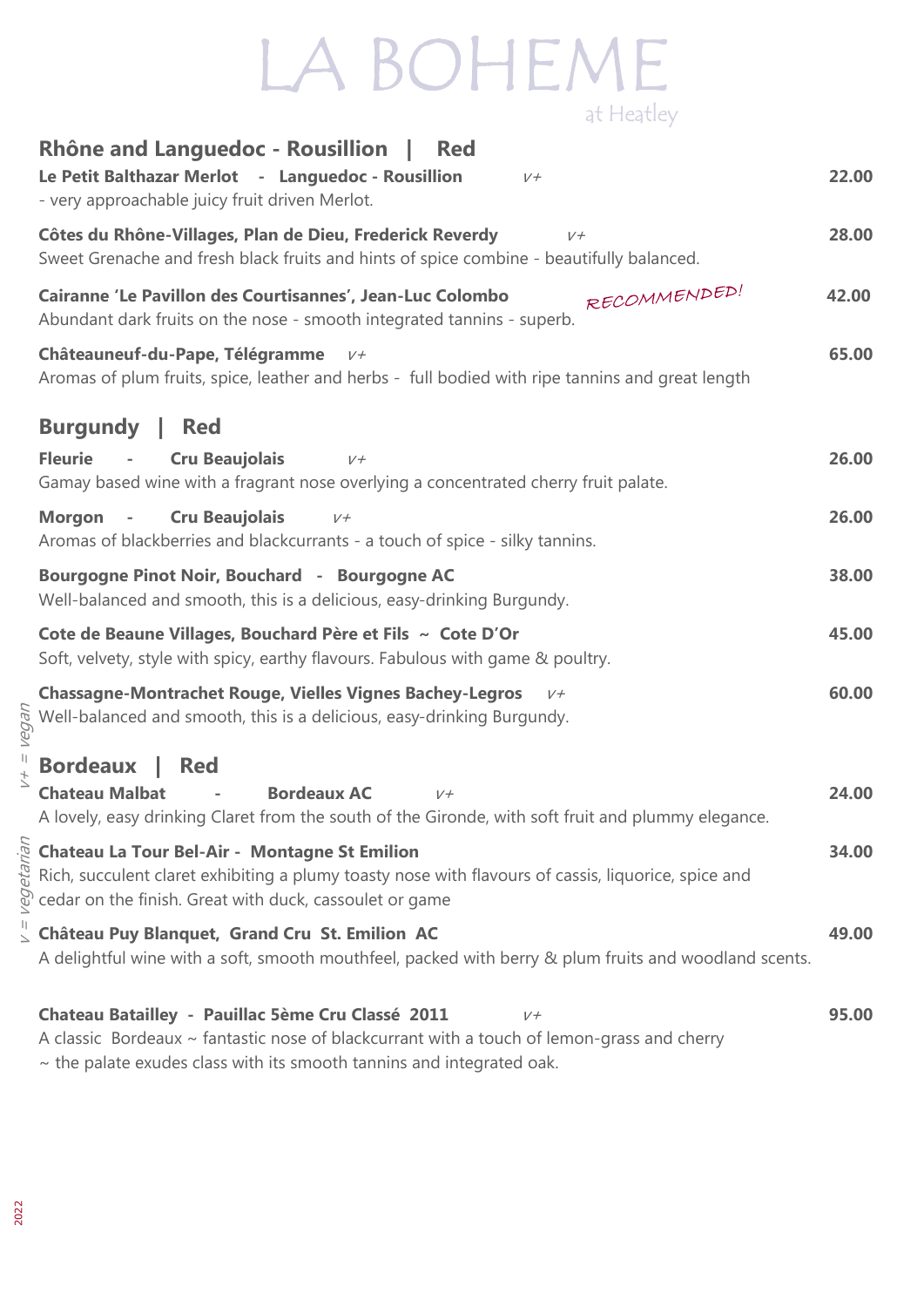# LA BOHEME

at Heatley

## Rhône and Languedoc - Rousillion | Red

**Le Petit Balthazar Merlot - Languedoc - Rousillion** *V+* **22.00**
- very approachable juicy fruit driven Merlot.

**Côtes du Rhône-Villages, Plan de Dieu, Frederick Reverdy** *V+* **28.00**
Sweet Grenache and fresh black fruits and hints of spice combine - beautifully balanced.

**Cairanne 'Le Pavillon des Courtisannes', Jean-Luc Colombo** *RECOMMENDED!* **42.00**
Abundant dark fruits on the nose - smooth integrated tannins - superb.

**Châteauneuf-du-Pape, Télégramme** *V+* **65.00**
Aromas of plum fruits, spice, leather and herbs - full bodied with ripe tannins and great length

## Burgundy | Red

**Fleurie - Cru Beaujolais** *V+* **26.00**
Gamay based wine with a fragrant nose overlying a concentrated cherry fruit palate.

**Morgon - Cru Beaujolais** *V+* **26.00**
Aromas of blackberries and blackcurrants - a touch of spice - silky tannins.

**Bourgogne Pinot Noir, Bouchard - Bourgogne AC** **38.00**
Well-balanced and smooth, this is a delicious, easy-drinking Burgundy.

**Cote de Beaune Villages, Bouchard Père et Fils ~ Cote D'Or** **45.00**
Soft, velvety, style with spicy, earthy flavours. Fabulous with game & poultry.

**Chassagne-Montrachet Rouge, Vielles Vignes Bachey-Legros** *V+* **60.00**
Well-balanced and smooth, this is a delicious, easy-drinking Burgundy.

## Bordeaux | Red

**Chateau Malbat - Bordeaux AC** *V+* **24.00**
A lovely, easy drinking Claret from the south of the Gironde, with soft fruit and plummy elegance.

**Chateau La Tour Bel-Air - Montagne St Emilion** **34.00**
Rich, succulent claret exhibiting a plumy toasty nose with flavours of cassis, liquorice, spice and cedar on the finish. Great with duck, cassoulet or game

**Château Puy Blanquet, Grand Cru St. Emilion AC** **49.00**
A delightful wine with a soft, smooth mouthfeel, packed with berry & plum fruits and woodland scents.

**Chateau Batailley - Pauillac 5ème Cru Classé 2011** *V+* **95.00**
A classic Bordeaux ~ fantastic nose of blackcurrant with a touch of lemon-grass and cherry ~ the palate exudes class with its smooth tannins and integrated oak.

*V+ = vegan*
*V = vegetarian*

2022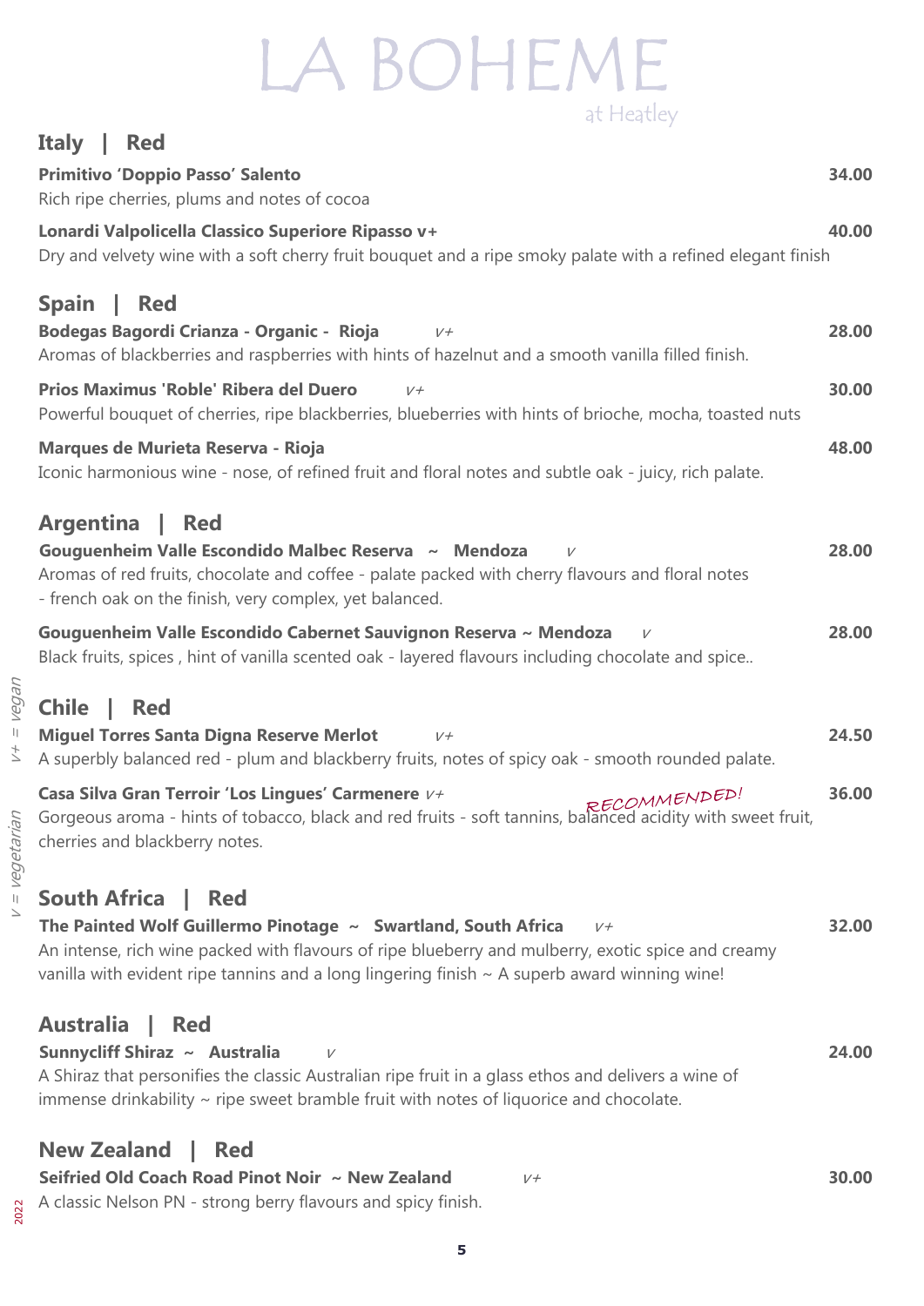# LA BOHEME

at Heatley

## Italy | Red

**Primitivo 'Doppio Passo' Salento** — **34.00**
Rich ripe cherries, plums and notes of cocoa

**Lonardi Valpolicella Classico Superiore Ripasso v+** — **40.00**
Dry and velvety wine with a soft cherry fruit bouquet and a ripe smoky palate with a refined elegant finish

## Spain | Red

**Bodegas Bagordi Crianza - Organic - Rioja** *v+* — **28.00**
Aromas of blackberries and raspberries with hints of hazelnut and a smooth vanilla filled finish.

**Prios Maximus 'Roble' Ribera del Duero** *v+* — **30.00**
Powerful bouquet of cherries, ripe blackberries, blueberries with hints of brioche, mocha, toasted nuts

**Marques de Murieta Reserva - Rioja** — **48.00**
Iconic harmonious wine - nose, of refined fruit and floral notes and subtle oak - juicy, rich palate.

## Argentina | Red

**Gouguenheim Valle Escondido Malbec Reserva ~ Mendoza** *v* — **28.00**
Aromas of red fruits, chocolate and coffee - palate packed with cherry flavours and floral notes
- french oak on the finish, very complex, yet balanced.

**Gouguenheim Valle Escondido Cabernet Sauvignon Reserva ~ Mendoza** *v* — **28.00**
Black fruits, spices , hint of vanilla scented oak - layered flavours including chocolate and spice..

## Chile | Red

**Miguel Torres Santa Digna Reserve Merlot** *v+* — **24.50**
A superbly balanced red - plum and blackberry fruits, notes of spicy oak - smooth rounded palate.

**Casa Silva Gran Terroir 'Los Lingues' Carmenere** *v+* — RECOMMENDED! — **36.00**
Gorgeous aroma - hints of tobacco, black and red fruits - soft tannins, balanced acidity with sweet fruit, cherries and blackberry notes.

## South Africa | Red

**The Painted Wolf Guillermo Pinotage ~ Swartland, South Africa** *v+* — **32.00**
An intense, rich wine packed with flavours of ripe blueberry and mulberry, exotic spice and creamy vanilla with evident ripe tannins and a long lingering finish ~ A superb award winning wine!

## Australia | Red

**Sunnycliff Shiraz ~ Australia** *v* — **24.00**
A Shiraz that personifies the classic Australian ripe fruit in a glass ethos and delivers a wine of immense drinkability ~ ripe sweet bramble fruit with notes of liquorice and chocolate.

## New Zealand | Red

**Seifried Old Coach Road Pinot Noir ~ New Zealand** *v+* — **30.00**
A classic Nelson PN - strong berry flavours and spicy finish.

*v+ = vegan*
*v = vegetarian*

2022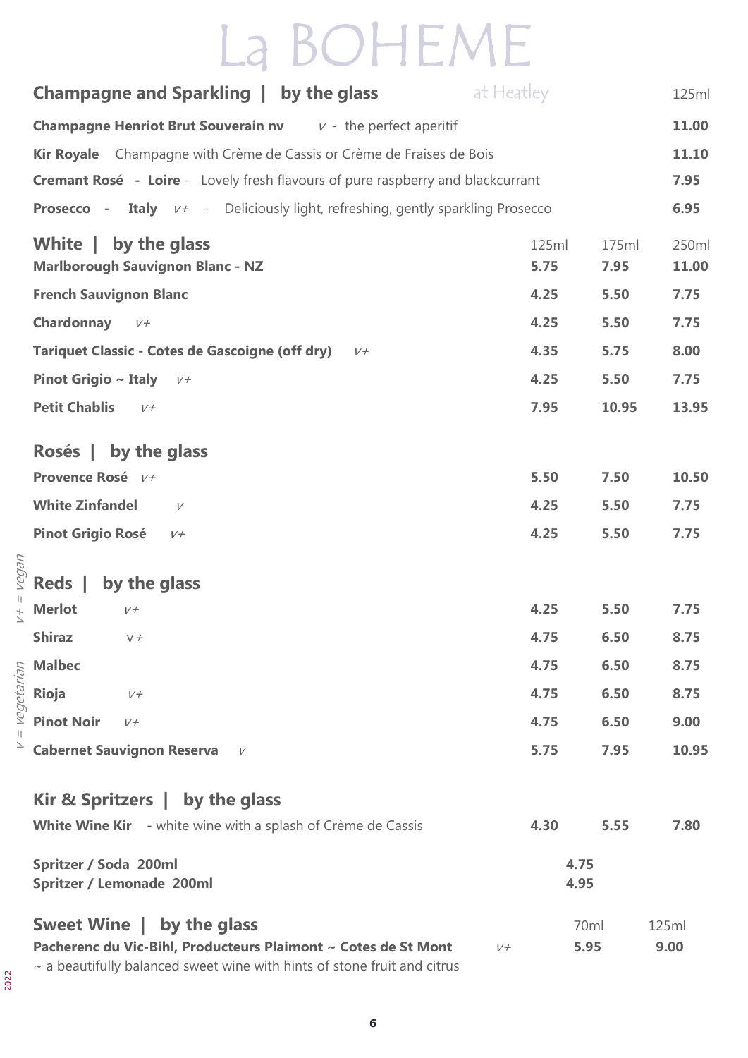# La BOHEME

at Heatley

## Champagne and Sparkling | by the glass

| | 125ml |
|---|---|
| **Champagne Henriot Brut Souverain nv** *v* - the perfect aperitif | **11.00** |
| **Kir Royale** Champagne with Crème de Cassis or Crème de Fraises de Bois | **11.10** |
| **Cremant Rosé - Loire** - Lovely fresh flavours of pure raspberry and blackcurrant | **7.95** |
| **Prosecco - Italy** *v+* - Deliciously light, refreshing, gently sparkling Prosecco | **6.95** |

## White | by the glass

| | 125ml | 175ml | 250ml |
|---|---|---|---|
| **Marlborough Sauvignon Blanc - NZ** | **5.75** | **7.95** | **11.00** |
| **French Sauvignon Blanc** | **4.25** | **5.50** | **7.75** |
| **Chardonnay** *v+* | **4.25** | **5.50** | **7.75** |
| **Tariquet Classic - Cotes de Gascoigne (off dry)** *v+* | **4.35** | **5.75** | **8.00** |
| **Pinot Grigio ~ Italy** *v+* | **4.25** | **5.50** | **7.75** |
| **Petit Chablis** *v+* | **7.95** | **10.95** | **13.95** |

## Rosés | by the glass

| | 125ml | 175ml | 250ml |
|---|---|---|---|
| **Provence Rosé** *v+* | **5.50** | **7.50** | **10.50** |
| **White Zinfandel** *v* | **4.25** | **5.50** | **7.75** |
| **Pinot Grigio Rosé** *v+* | **4.25** | **5.50** | **7.75** |

## Reds | by the glass

| | 125ml | 175ml | 250ml |
|---|---|---|---|
| **Merlot** *v+* | **4.25** | **5.50** | **7.75** |
| **Shiraz** *v+* | **4.75** | **6.50** | **8.75** |
| **Malbec** | **4.75** | **6.50** | **8.75** |
| **Rioja** *v+* | **4.75** | **6.50** | **8.75** |
| **Pinot Noir** *v+* | **4.75** | **6.50** | **9.00** |
| **Cabernet Sauvignon Reserva** *v* | **5.75** | **7.95** | **10.95** |

## Kir & Spritzers | by the glass

| | 125ml | 175ml | 250ml |
|---|---|---|---|
| **White Wine Kir** - white wine with a splash of Crème de Cassis | **4.30** | **5.55** | **7.80** |

| | |
|---|---|
| **Spritzer / Soda 200ml** | **4.75** |
| **Spritzer / Lemonade 200ml** | **4.95** |

## Sweet Wine | by the glass

| | 70ml | 125ml |
|---|---|---|
| **Pacherenc du Vic-Bihl, Producteurs Plaimont ~ Cotes de St Mont** *v+* ~ a beautifully balanced sweet wine with hints of stone fruit and citrus | **5.95** | **9.00** |

*v+ = vegan*

*v = vegetarian*

2022